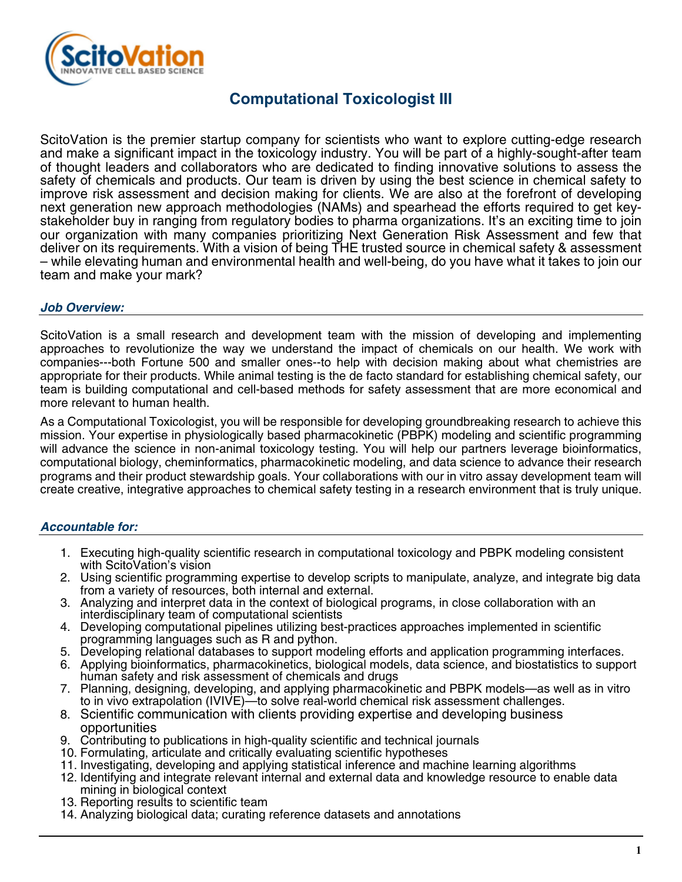# Computational Toxicologist III

ScitoVation is the premier startup company for scientists who want to explore cutting-edge research and make a significant impact in the toxicology industry. You will be part of a highly-sought-after team of thought leaders and collaborators who are dedicated to finding innovative solutions to assess the safety of chemicals and products. Our team is driven by using the best science in chemical safety to improve risk assessment and decision making for clients. We are also at the forefront of developing next generation new approach methodologies (NAMs) and spearhead the efforts required to get key-stakeholder buy in ranging from regulatory bodies to pharma organizations. It's an exciting time to join our organization with many companies prioritizing Next Generation Risk Assessment and few that deliver on its requirements. With a vision of being THE trusted source in chemical safety & assessment – while elevating human and environmental health and well-being, do you have what it takes to join our team and make your mark?

### *Job Overview:*

ScitoVation is a small research and development team with the mission of developing and implementing approaches to revolutionize the way we understand the impact of chemicals on our health. We work with companies---both Fortune 500 and smaller ones--to help with decision making about what chemistries are appropriate for their products. While animal testing is the de facto standard for establishing chemical safety, our team is building computational and cell-based methods for safety assessment that are more economical and more relevant to human health.

As a Computational Toxicologist, you will be responsible for developing groundbreaking research to achieve this mission. Your expertise in physiologically based pharmacokinetic (PBPK) modeling and scientific programming will advance the science in non-animal toxicology testing. You will help our partners leverage bioinformatics, computational biology, cheminformatics, pharmacokinetic modeling, and data science to advance their research programs and their product stewardship goals. Your collaborations with our in vitro assay development team will create creative, integrative approaches to chemical safety testing in a research environment that is truly unique.

### *Accountable for:*

1. Executing high-quality scientific research in computational toxicology and PBPK modeling consistent with ScitoVation's vision
2. Using scientific programming expertise to develop scripts to manipulate, analyze, and integrate big data from a variety of resources, both internal and external.
3. Analyzing and interpret data in the context of biological programs, in close collaboration with an interdisciplinary team of computational scientists
4. Developing computational pipelines utilizing best-practices approaches implemented in scientific programming languages such as R and python.
5. Developing relational databases to support modeling efforts and application programming interfaces.
6. Applying bioinformatics, pharmacokinetics, biological models, data science, and biostatistics to support human safety and risk assessment of chemicals and drugs
7. Planning, designing, developing, and applying pharmacokinetic and PBPK models—as well as in vitro to in vivo extrapolation (IVIVE)—to solve real-world chemical risk assessment challenges.
8. Scientific communication with clients providing expertise and developing business opportunities
9. Contributing to publications in high-quality scientific and technical journals
10. Formulating, articulate and critically evaluating scientific hypotheses
11. Investigating, developing and applying statistical inference and machine learning algorithms
12. Identifying and integrate relevant internal and external data and knowledge resource to enable data mining in biological context
13. Reporting results to scientific team
14. Analyzing biological data; curating reference datasets and annotations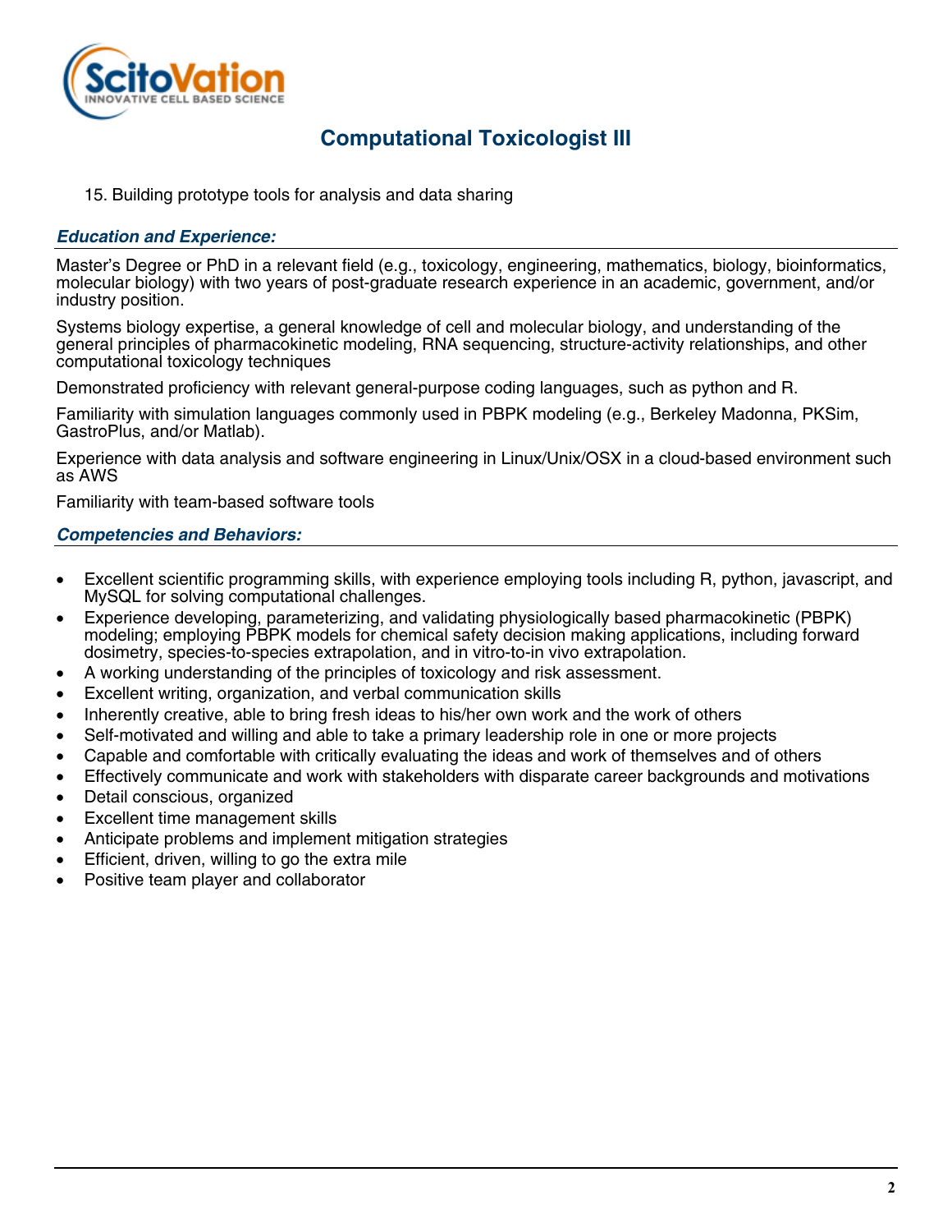# Computational Toxicologist III

15. Building prototype tools for analysis and data sharing

### *Education and Experience:*

Master's Degree or PhD in a relevant field (e.g., toxicology, engineering, mathematics, biology, bioinformatics, molecular biology) with two years of post-graduate research experience in an academic, government, and/or industry position.

Systems biology expertise, a general knowledge of cell and molecular biology, and understanding of the general principles of pharmacokinetic modeling, RNA sequencing, structure-activity relationships, and other computational toxicology techniques

Demonstrated proficiency with relevant general-purpose coding languages, such as python and R.

Familiarity with simulation languages commonly used in PBPK modeling (e.g., Berkeley Madonna, PKSim, GastroPlus, and/or Matlab).

Experience with data analysis and software engineering in Linux/Unix/OSX in a cloud-based environment such as AWS

Familiarity with team-based software tools

### *Competencies and Behaviors:*

- Excellent scientific programming skills, with experience employing tools including R, python, javascript, and MySQL for solving computational challenges.
- Experience developing, parameterizing, and validating physiologically based pharmacokinetic (PBPK) modeling; employing PBPK models for chemical safety decision making applications, including forward dosimetry, species-to-species extrapolation, and in vitro-to-in vivo extrapolation.
- A working understanding of the principles of toxicology and risk assessment.
- Excellent writing, organization, and verbal communication skills
- Inherently creative, able to bring fresh ideas to his/her own work and the work of others
- Self-motivated and willing and able to take a primary leadership role in one or more projects
- Capable and comfortable with critically evaluating the ideas and work of themselves and of others
- Effectively communicate and work with stakeholders with disparate career backgrounds and motivations
- Detail conscious, organized
- Excellent time management skills
- Anticipate problems and implement mitigation strategies
- Efficient, driven, willing to go the extra mile
- Positive team player and collaborator